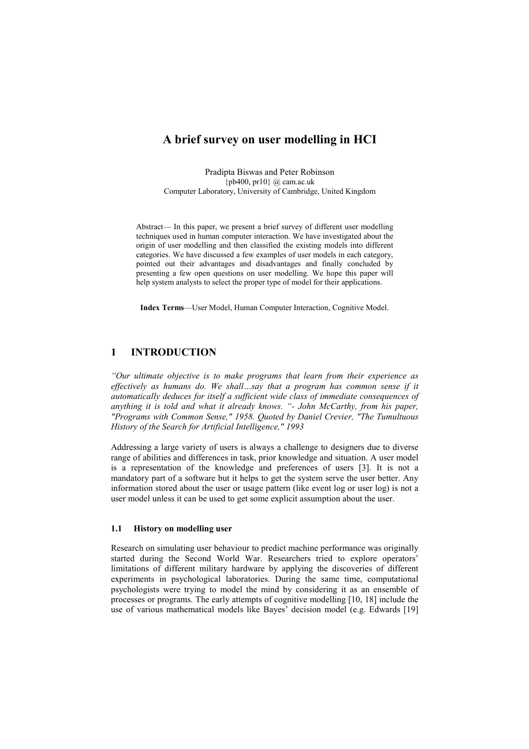# A brief survey on user modelling in HCI

Pradipta Biswas and Peter Robinson
{pb400, pr10} @ cam.ac.uk
Computer Laboratory, University of Cambridge, United Kingdom

Abstract— In this paper, we present a brief survey of different user modelling techniques used in human computer interaction. We have investigated about the origin of user modelling and then classified the existing models into different categories. We have discussed a few examples of user models in each category, pointed out their advantages and disadvantages and finally concluded by presenting a few open questions on user modelling. We hope this paper will help system analysts to select the proper type of model for their applications.

**Index Terms**—User Model, Human Computer Interaction, Cognitive Model.

## 1 INTRODUCTION

*"Our ultimate objective is to make programs that learn from their experience as effectively as humans do. We shall…say that a program has common sense if it automatically deduces for itself a sufficient wide class of immediate consequences of anything it is told and what it already knows. "- John McCarthy, from his paper, "Programs with Common Sense," 1958. Quoted by Daniel Crevier, "The Tumultuous History of the Search for Artificial Intelligence," 1993*

Addressing a large variety of users is always a challenge to designers due to diverse range of abilities and differences in task, prior knowledge and situation. A user model is a representation of the knowledge and preferences of users [3]. It is not a mandatory part of a software but it helps to get the system serve the user better. Any information stored about the user or usage pattern (like event log or user log) is not a user model unless it can be used to get some explicit assumption about the user.

### 1.1 History on modelling user

Research on simulating user behaviour to predict machine performance was originally started during the Second World War. Researchers tried to explore operators' limitations of different military hardware by applying the discoveries of different experiments in psychological laboratories. During the same time, computational psychologists were trying to model the mind by considering it as an ensemble of processes or programs. The early attempts of cognitive modelling [10, 18] include the use of various mathematical models like Bayes' decision model (e.g. Edwards [19]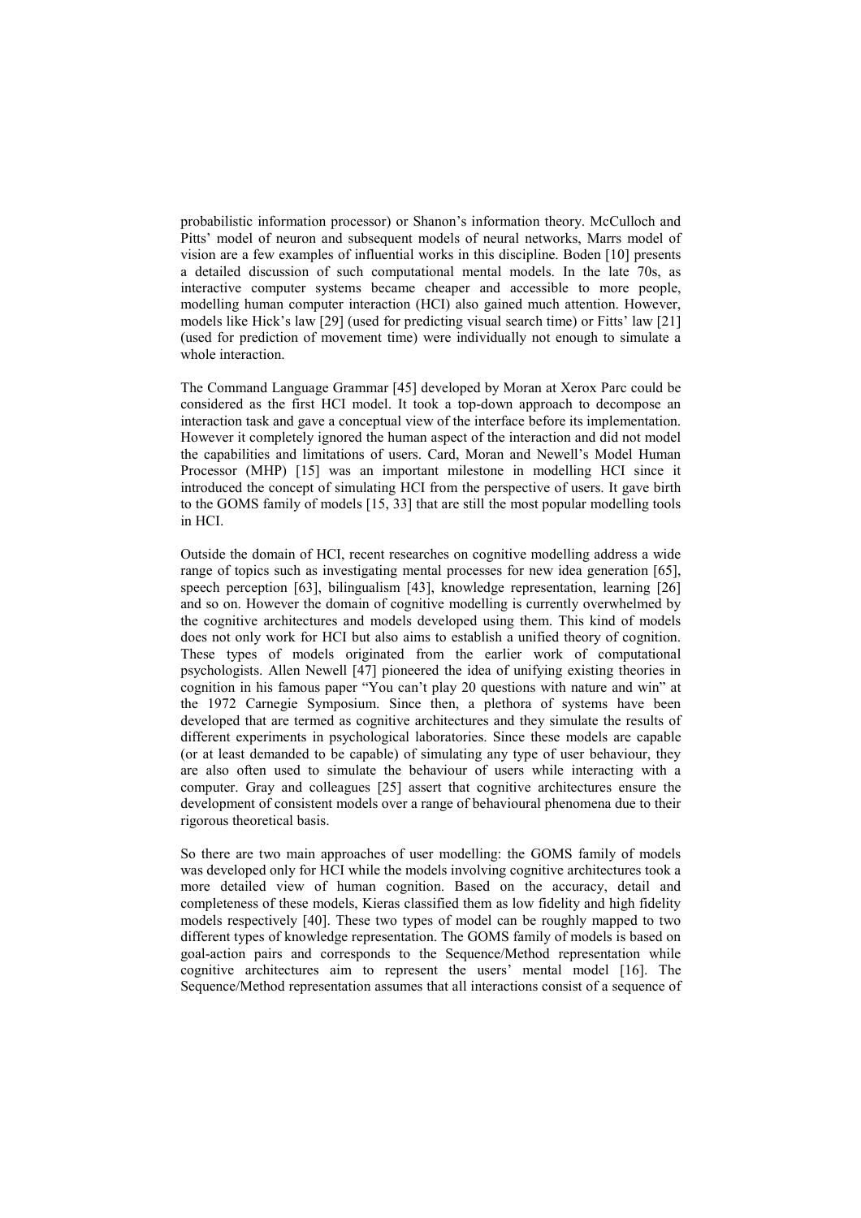probabilistic information processor) or Shanon's information theory. McCulloch and Pitts' model of neuron and subsequent models of neural networks, Marrs model of vision are a few examples of influential works in this discipline. Boden [10] presents a detailed discussion of such computational mental models. In the late 70s, as interactive computer systems became cheaper and accessible to more people, modelling human computer interaction (HCI) also gained much attention. However, models like Hick's law [29] (used for predicting visual search time) or Fitts' law [21] (used for prediction of movement time) were individually not enough to simulate a whole interaction.

The Command Language Grammar [45] developed by Moran at Xerox Parc could be considered as the first HCI model. It took a top-down approach to decompose an interaction task and gave a conceptual view of the interface before its implementation. However it completely ignored the human aspect of the interaction and did not model the capabilities and limitations of users. Card, Moran and Newell's Model Human Processor (MHP) [15] was an important milestone in modelling HCI since it introduced the concept of simulating HCI from the perspective of users. It gave birth to the GOMS family of models [15, 33] that are still the most popular modelling tools in HCI.

Outside the domain of HCI, recent researches on cognitive modelling address a wide range of topics such as investigating mental processes for new idea generation [65], speech perception [63], bilingualism [43], knowledge representation, learning [26] and so on. However the domain of cognitive modelling is currently overwhelmed by the cognitive architectures and models developed using them. This kind of models does not only work for HCI but also aims to establish a unified theory of cognition. These types of models originated from the earlier work of computational psychologists. Allen Newell [47] pioneered the idea of unifying existing theories in cognition in his famous paper "You can't play 20 questions with nature and win" at the 1972 Carnegie Symposium. Since then, a plethora of systems have been developed that are termed as cognitive architectures and they simulate the results of different experiments in psychological laboratories. Since these models are capable (or at least demanded to be capable) of simulating any type of user behaviour, they are also often used to simulate the behaviour of users while interacting with a computer. Gray and colleagues [25] assert that cognitive architectures ensure the development of consistent models over a range of behavioural phenomena due to their rigorous theoretical basis.

So there are two main approaches of user modelling: the GOMS family of models was developed only for HCI while the models involving cognitive architectures took a more detailed view of human cognition. Based on the accuracy, detail and completeness of these models, Kieras classified them as low fidelity and high fidelity models respectively [40]. These two types of model can be roughly mapped to two different types of knowledge representation. The GOMS family of models is based on goal-action pairs and corresponds to the Sequence/Method representation while cognitive architectures aim to represent the users' mental model [16]. The Sequence/Method representation assumes that all interactions consist of a sequence of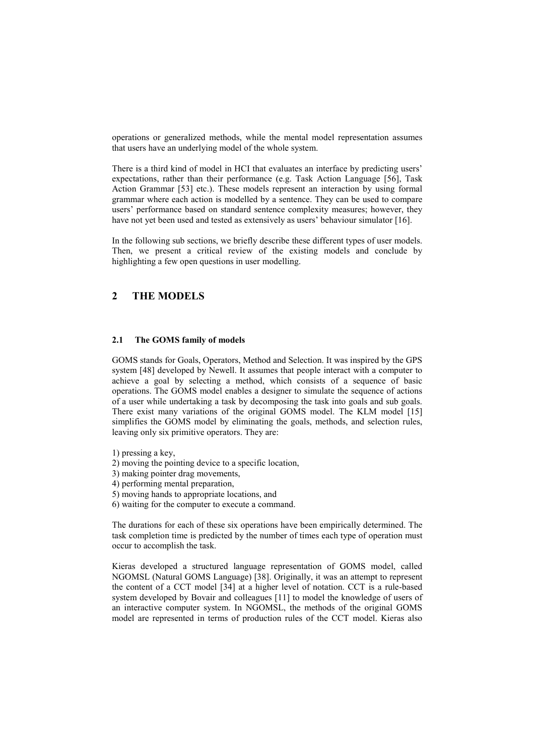operations or generalized methods, while the mental model representation assumes that users have an underlying model of the whole system.

There is a third kind of model in HCI that evaluates an interface by predicting users' expectations, rather than their performance (e.g. Task Action Language [56], Task Action Grammar [53] etc.). These models represent an interaction by using formal grammar where each action is modelled by a sentence. They can be used to compare users' performance based on standard sentence complexity measures; however, they have not yet been used and tested as extensively as users' behaviour simulator [16].

In the following sub sections, we briefly describe these different types of user models. Then, we present a critical review of the existing models and conclude by highlighting a few open questions in user modelling.

## 2 THE MODELS

### 2.1 The GOMS family of models

GOMS stands for Goals, Operators, Method and Selection. It was inspired by the GPS system [48] developed by Newell. It assumes that people interact with a computer to achieve a goal by selecting a method, which consists of a sequence of basic operations. The GOMS model enables a designer to simulate the sequence of actions of a user while undertaking a task by decomposing the task into goals and sub goals. There exist many variations of the original GOMS model. The KLM model [15] simplifies the GOMS model by eliminating the goals, methods, and selection rules, leaving only six primitive operators. They are:

1) pressing a key,
2) moving the pointing device to a specific location,
3) making pointer drag movements,
4) performing mental preparation,
5) moving hands to appropriate locations, and
6) waiting for the computer to execute a command.

The durations for each of these six operations have been empirically determined. The task completion time is predicted by the number of times each type of operation must occur to accomplish the task.

Kieras developed a structured language representation of GOMS model, called NGOMSL (Natural GOMS Language) [38]. Originally, it was an attempt to represent the content of a CCT model [34] at a higher level of notation. CCT is a rule-based system developed by Bovair and colleagues [11] to model the knowledge of users of an interactive computer system. In NGOMSL, the methods of the original GOMS model are represented in terms of production rules of the CCT model. Kieras also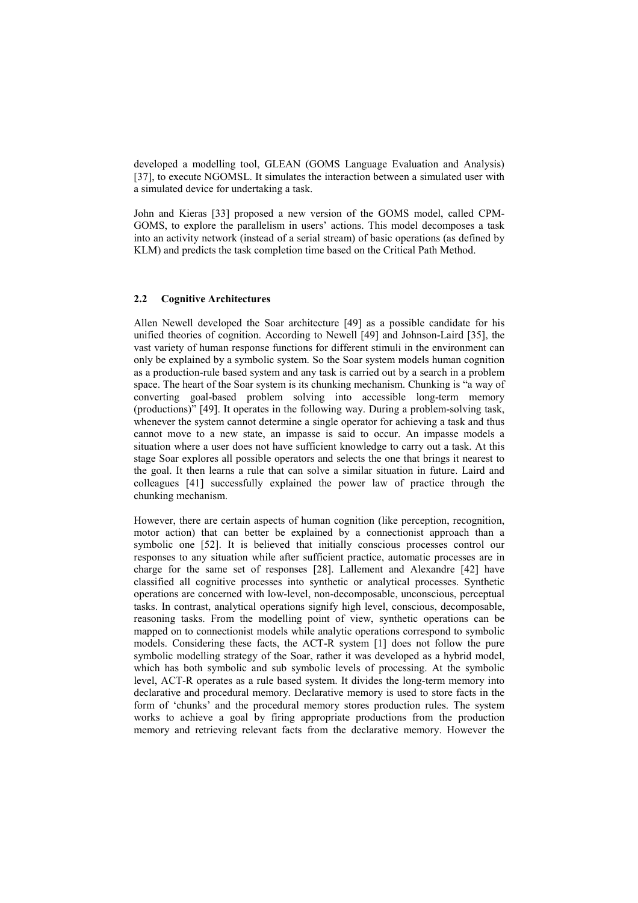developed a modelling tool, GLEAN (GOMS Language Evaluation and Analysis) [37], to execute NGOMSL. It simulates the interaction between a simulated user with a simulated device for undertaking a task.

John and Kieras [33] proposed a new version of the GOMS model, called CPM-GOMS, to explore the parallelism in users' actions. This model decomposes a task into an activity network (instead of a serial stream) of basic operations (as defined by KLM) and predicts the task completion time based on the Critical Path Method.

### 2.2 Cognitive Architectures

Allen Newell developed the Soar architecture [49] as a possible candidate for his unified theories of cognition. According to Newell [49] and Johnson-Laird [35], the vast variety of human response functions for different stimuli in the environment can only be explained by a symbolic system. So the Soar system models human cognition as a production-rule based system and any task is carried out by a search in a problem space. The heart of the Soar system is its chunking mechanism. Chunking is "a way of converting goal-based problem solving into accessible long-term memory (productions)" [49]. It operates in the following way. During a problem-solving task, whenever the system cannot determine a single operator for achieving a task and thus cannot move to a new state, an impasse is said to occur. An impasse models a situation where a user does not have sufficient knowledge to carry out a task. At this stage Soar explores all possible operators and selects the one that brings it nearest to the goal. It then learns a rule that can solve a similar situation in future. Laird and colleagues [41] successfully explained the power law of practice through the chunking mechanism.

However, there are certain aspects of human cognition (like perception, recognition, motor action) that can better be explained by a connectionist approach than a symbolic one [52]. It is believed that initially conscious processes control our responses to any situation while after sufficient practice, automatic processes are in charge for the same set of responses [28]. Lallement and Alexandre [42] have classified all cognitive processes into synthetic or analytical processes. Synthetic operations are concerned with low-level, non-decomposable, unconscious, perceptual tasks. In contrast, analytical operations signify high level, conscious, decomposable, reasoning tasks. From the modelling point of view, synthetic operations can be mapped on to connectionist models while analytic operations correspond to symbolic models. Considering these facts, the ACT-R system [1] does not follow the pure symbolic modelling strategy of the Soar, rather it was developed as a hybrid model, which has both symbolic and sub symbolic levels of processing. At the symbolic level, ACT-R operates as a rule based system. It divides the long-term memory into declarative and procedural memory. Declarative memory is used to store facts in the form of 'chunks' and the procedural memory stores production rules. The system works to achieve a goal by firing appropriate productions from the production memory and retrieving relevant facts from the declarative memory. However the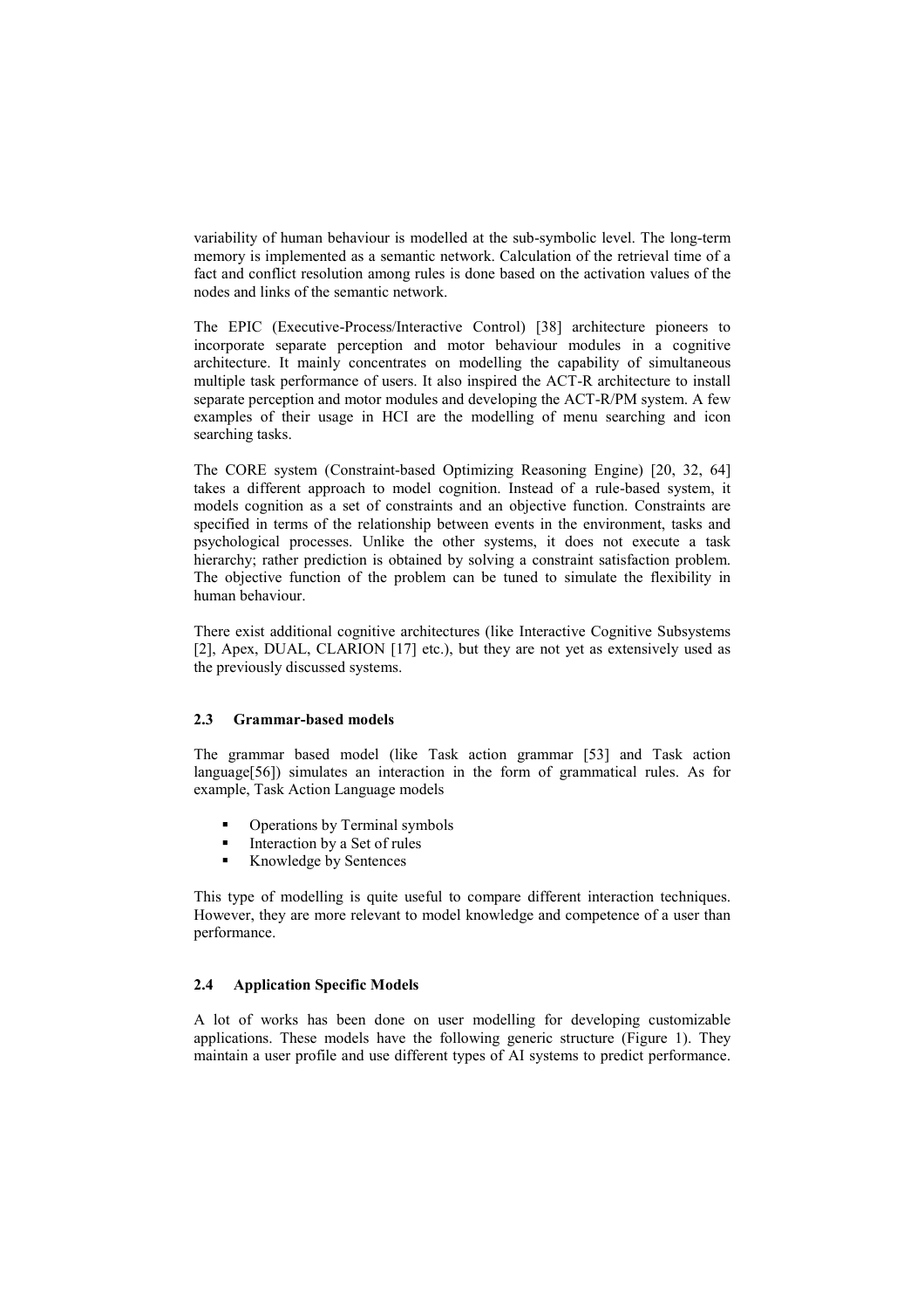variability of human behaviour is modelled at the sub-symbolic level. The long-term memory is implemented as a semantic network. Calculation of the retrieval time of a fact and conflict resolution among rules is done based on the activation values of the nodes and links of the semantic network.

The EPIC (Executive-Process/Interactive Control) [38] architecture pioneers to incorporate separate perception and motor behaviour modules in a cognitive architecture. It mainly concentrates on modelling the capability of simultaneous multiple task performance of users. It also inspired the ACT-R architecture to install separate perception and motor modules and developing the ACT-R/PM system. A few examples of their usage in HCI are the modelling of menu searching and icon searching tasks.

The CORE system (Constraint-based Optimizing Reasoning Engine) [20, 32, 64] takes a different approach to model cognition. Instead of a rule-based system, it models cognition as a set of constraints and an objective function. Constraints are specified in terms of the relationship between events in the environment, tasks and psychological processes. Unlike the other systems, it does not execute a task hierarchy; rather prediction is obtained by solving a constraint satisfaction problem. The objective function of the problem can be tuned to simulate the flexibility in human behaviour.

There exist additional cognitive architectures (like Interactive Cognitive Subsystems [2], Apex, DUAL, CLARION [17] etc.), but they are not yet as extensively used as the previously discussed systems.

### 2.3 Grammar-based models

The grammar based model (like Task action grammar [53] and Task action language[56]) simulates an interaction in the form of grammatical rules. As for example, Task Action Language models

- Operations by Terminal symbols
- Interaction by a Set of rules
- Knowledge by Sentences

This type of modelling is quite useful to compare different interaction techniques. However, they are more relevant to model knowledge and competence of a user than performance.

### 2.4 Application Specific Models

A lot of works has been done on user modelling for developing customizable applications. These models have the following generic structure (Figure 1). They maintain a user profile and use different types of AI systems to predict performance.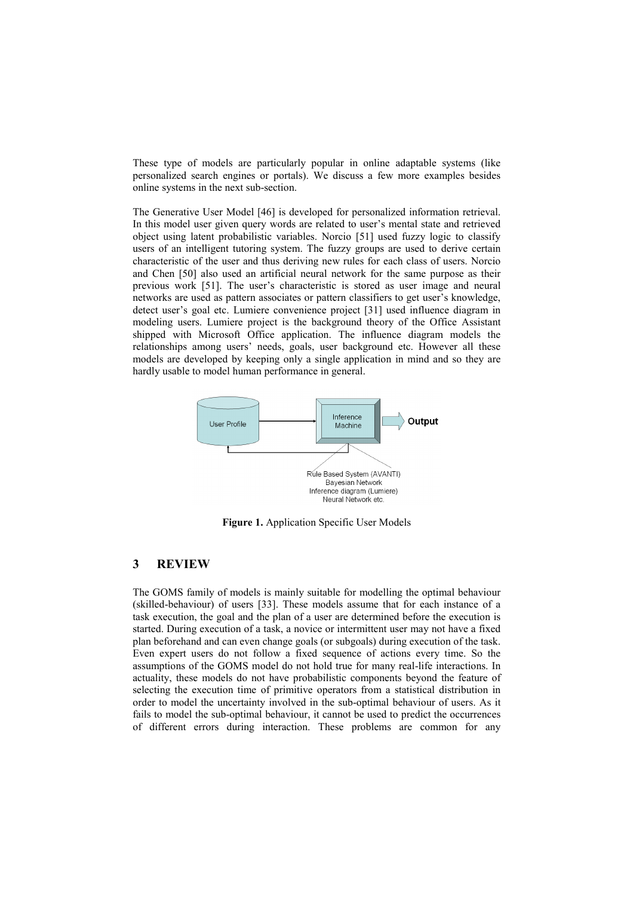These type of models are particularly popular in online adaptable systems (like personalized search engines or portals). We discuss a few more examples besides online systems in the next sub-section.

The Generative User Model [46] is developed for personalized information retrieval. In this model user given query words are related to user's mental state and retrieved object using latent probabilistic variables. Norcio [51] used fuzzy logic to classify users of an intelligent tutoring system. The fuzzy groups are used to derive certain characteristic of the user and thus deriving new rules for each class of users. Norcio and Chen [50] also used an artificial neural network for the same purpose as their previous work [51]. The user's characteristic is stored as user image and neural networks are used as pattern associates or pattern classifiers to get user's knowledge, detect user's goal etc. Lumiere convenience project [31] used influence diagram in modeling users. Lumiere project is the background theory of the Office Assistant shipped with Microsoft Office application. The influence diagram models the relationships among users' needs, goals, user background etc. However all these models are developed by keeping only a single application in mind and so they are hardly usable to model human performance in general.

**Figure 1.** Application Specific User Models

## 3 REVIEW

The GOMS family of models is mainly suitable for modelling the optimal behaviour (skilled-behaviour) of users [33]. These models assume that for each instance of a task execution, the goal and the plan of a user are determined before the execution is started. During execution of a task, a novice or intermittent user may not have a fixed plan beforehand and can even change goals (or subgoals) during execution of the task. Even expert users do not follow a fixed sequence of actions every time. So the assumptions of the GOMS model do not hold true for many real-life interactions. In actuality, these models do not have probabilistic components beyond the feature of selecting the execution time of primitive operators from a statistical distribution in order to model the uncertainty involved in the sub-optimal behaviour of users. As it fails to model the sub-optimal behaviour, it cannot be used to predict the occurrences of different errors during interaction. These problems are common for any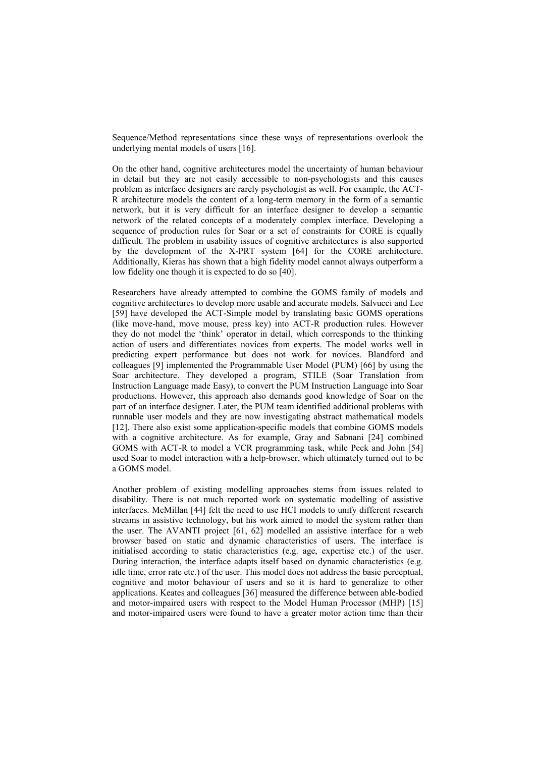Sequence/Method representations since these ways of representations overlook the underlying mental models of users [16].

On the other hand, cognitive architectures model the uncertainty of human behaviour in detail but they are not easily accessible to non-psychologists and this causes problem as interface designers are rarely psychologist as well. For example, the ACT-R architecture models the content of a long-term memory in the form of a semantic network, but it is very difficult for an interface designer to develop a semantic network of the related concepts of a moderately complex interface. Developing a sequence of production rules for Soar or a set of constraints for CORE is equally difficult. The problem in usability issues of cognitive architectures is also supported by the development of the X-PRT system [64] for the CORE architecture. Additionally, Kieras has shown that a high fidelity model cannot always outperform a low fidelity one though it is expected to do so [40].

Researchers have already attempted to combine the GOMS family of models and cognitive architectures to develop more usable and accurate models. Salvucci and Lee [59] have developed the ACT-Simple model by translating basic GOMS operations (like move-hand, move mouse, press key) into ACT-R production rules. However they do not model the 'think' operator in detail, which corresponds to the thinking action of users and differentiates novices from experts. The model works well in predicting expert performance but does not work for novices. Blandford and colleagues [9] implemented the Programmable User Model (PUM) [66] by using the Soar architecture. They developed a program, STILE (Soar Translation from Instruction Language made Easy), to convert the PUM Instruction Language into Soar productions. However, this approach also demands good knowledge of Soar on the part of an interface designer. Later, the PUM team identified additional problems with runnable user models and they are now investigating abstract mathematical models [12]. There also exist some application-specific models that combine GOMS models with a cognitive architecture. As for example, Gray and Sabnani [24] combined GOMS with ACT-R to model a VCR programming task, while Peck and John [54] used Soar to model interaction with a help-browser, which ultimately turned out to be a GOMS model.

Another problem of existing modelling approaches stems from issues related to disability. There is not much reported work on systematic modelling of assistive interfaces. McMillan [44] felt the need to use HCI models to unify different research streams in assistive technology, but his work aimed to model the system rather than the user. The AVANTI project [61, 62] modelled an assistive interface for a web browser based on static and dynamic characteristics of users. The interface is initialised according to static characteristics (e.g. age, expertise etc.) of the user. During interaction, the interface adapts itself based on dynamic characteristics (e.g. idle time, error rate etc.) of the user. This model does not address the basic perceptual, cognitive and motor behaviour of users and so it is hard to generalize to other applications. Keates and colleagues [36] measured the difference between able-bodied and motor-impaired users with respect to the Model Human Processor (MHP) [15] and motor-impaired users were found to have a greater motor action time than their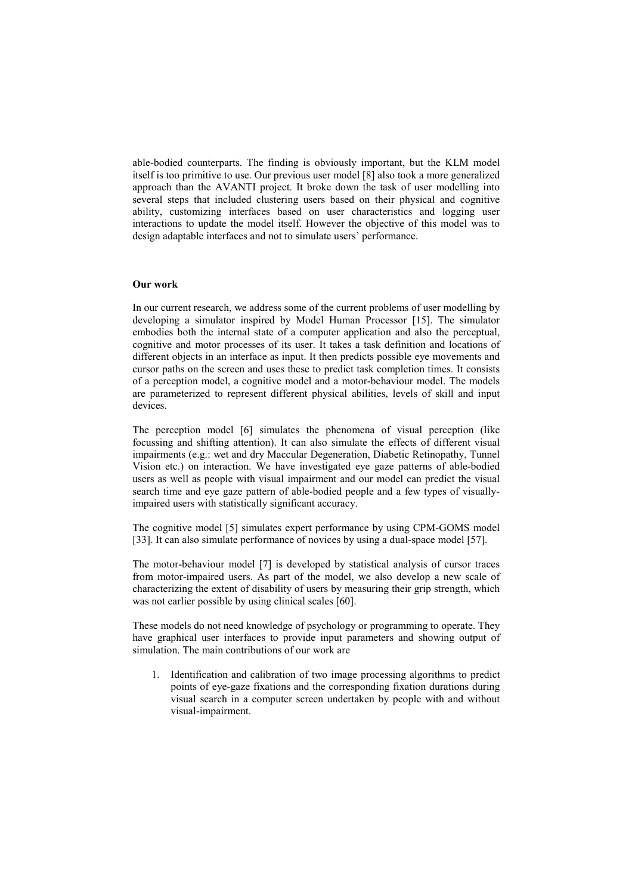able-bodied counterparts. The finding is obviously important, but the KLM model itself is too primitive to use. Our previous user model [8] also took a more generalized approach than the AVANTI project. It broke down the task of user modelling into several steps that included clustering users based on their physical and cognitive ability, customizing interfaces based on user characteristics and logging user interactions to update the model itself. However the objective of this model was to design adaptable interfaces and not to simulate users' performance.

**Our work**

In our current research, we address some of the current problems of user modelling by developing a simulator inspired by Model Human Processor [15]. The simulator embodies both the internal state of a computer application and also the perceptual, cognitive and motor processes of its user. It takes a task definition and locations of different objects in an interface as input. It then predicts possible eye movements and cursor paths on the screen and uses these to predict task completion times. It consists of a perception model, a cognitive model and a motor-behaviour model. The models are parameterized to represent different physical abilities, levels of skill and input devices.

The perception model [6] simulates the phenomena of visual perception (like focussing and shifting attention). It can also simulate the effects of different visual impairments (e.g.: wet and dry Maccular Degeneration, Diabetic Retinopathy, Tunnel Vision etc.) on interaction. We have investigated eye gaze patterns of able-bodied users as well as people with visual impairment and our model can predict the visual search time and eye gaze pattern of able-bodied people and a few types of visually-impaired users with statistically significant accuracy.

The cognitive model [5] simulates expert performance by using CPM-GOMS model [33]. It can also simulate performance of novices by using a dual-space model [57].

The motor-behaviour model [7] is developed by statistical analysis of cursor traces from motor-impaired users. As part of the model, we also develop a new scale of characterizing the extent of disability of users by measuring their grip strength, which was not earlier possible by using clinical scales [60].

These models do not need knowledge of psychology or programming to operate. They have graphical user interfaces to provide input parameters and showing output of simulation. The main contributions of our work are

1. Identification and calibration of two image processing algorithms to predict points of eye-gaze fixations and the corresponding fixation durations during visual search in a computer screen undertaken by people with and without visual-impairment.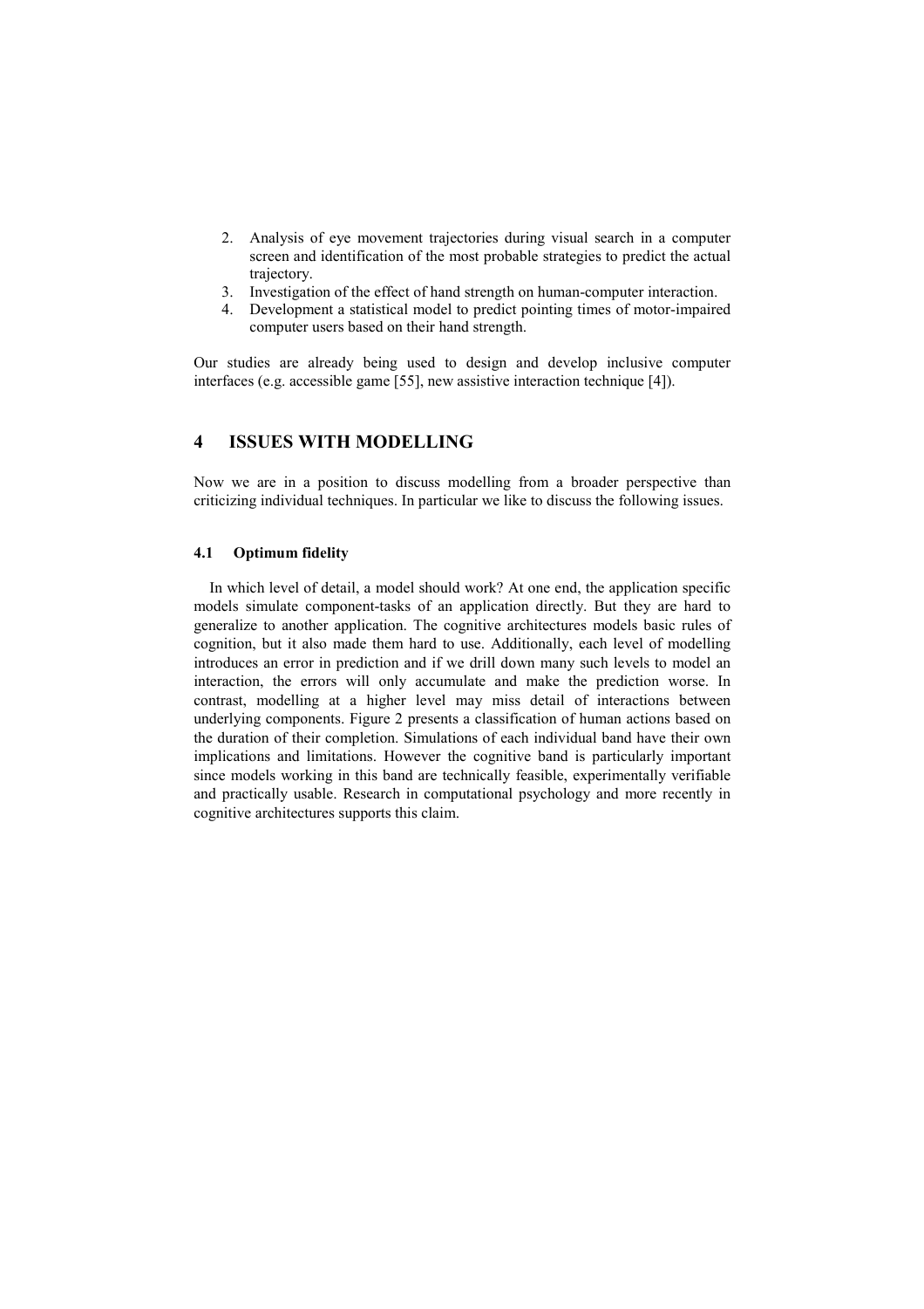2. Analysis of eye movement trajectories during visual search in a computer screen and identification of the most probable strategies to predict the actual trajectory.
3. Investigation of the effect of hand strength on human-computer interaction.
4. Development a statistical model to predict pointing times of motor-impaired computer users based on their hand strength.

Our studies are already being used to design and develop inclusive computer interfaces (e.g. accessible game [55], new assistive interaction technique [4]).

# 4 ISSUES WITH MODELLING

Now we are in a position to discuss modelling from a broader perspective than criticizing individual techniques. In particular we like to discuss the following issues.

## 4.1 Optimum fidelity

In which level of detail, a model should work? At one end, the application specific models simulate component-tasks of an application directly. But they are hard to generalize to another application. The cognitive architectures models basic rules of cognition, but it also made them hard to use. Additionally, each level of modelling introduces an error in prediction and if we drill down many such levels to model an interaction, the errors will only accumulate and make the prediction worse. In contrast, modelling at a higher level may miss detail of interactions between underlying components. Figure 2 presents a classification of human actions based on the duration of their completion. Simulations of each individual band have their own implications and limitations. However the cognitive band is particularly important since models working in this band are technically feasible, experimentally verifiable and practically usable. Research in computational psychology and more recently in cognitive architectures supports this claim.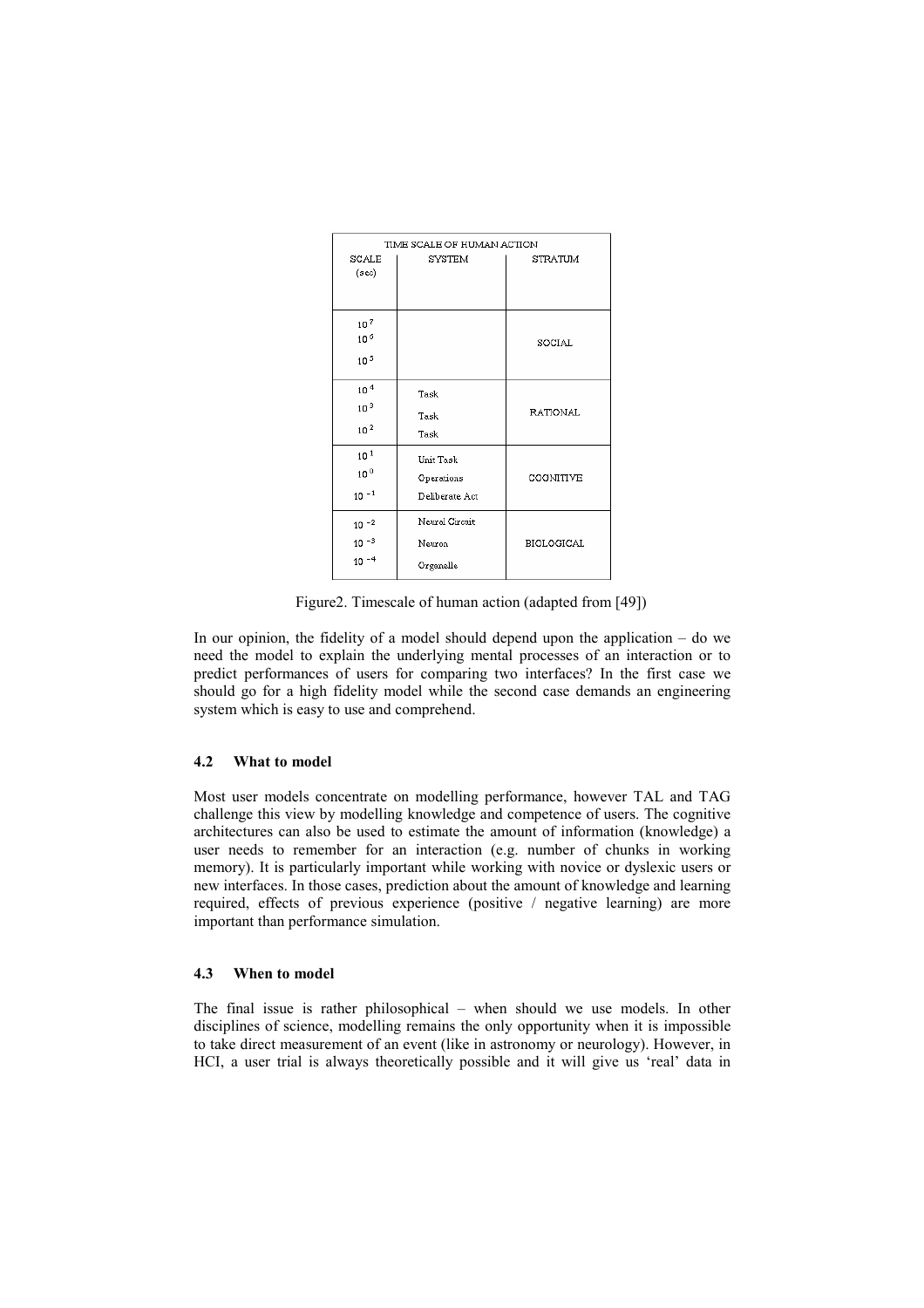| TIME SCALE OF HUMAN ACTION | | |
|---|---|---|
| SCALE (sec) | SYSTEM | STRATUM |
| $10^7$ | | SOCIAL |
| $10^6$ | | |
| $10^5$ | | |
| $10^4$ | Task | RATIONAL |
| $10^3$ | Task | |
| $10^2$ | Task | |
| $10^1$ | Unit Task | COGNITIVE |
| $10^0$ | Operations | |
| $10^{-1}$ | Deliberate Act | |
| $10^{-2}$ | Neural Circuit | BIOLOGICAL |
| $10^{-3}$ | Neuron | |
| $10^{-4}$ | Organelle | |

Figure2. Timescale of human action (adapted from [49])

In our opinion, the fidelity of a model should depend upon the application – do we need the model to explain the underlying mental processes of an interaction or to predict performances of users for comparing two interfaces? In the first case we should go for a high fidelity model while the second case demands an engineering system which is easy to use and comprehend.

### 4.2 What to model

Most user models concentrate on modelling performance, however TAL and TAG challenge this view by modelling knowledge and competence of users. The cognitive architectures can also be used to estimate the amount of information (knowledge) a user needs to remember for an interaction (e.g. number of chunks in working memory). It is particularly important while working with novice or dyslexic users or new interfaces. In those cases, prediction about the amount of knowledge and learning required, effects of previous experience (positive / negative learning) are more important than performance simulation.

### 4.3 When to model

The final issue is rather philosophical – when should we use models. In other disciplines of science, modelling remains the only opportunity when it is impossible to take direct measurement of an event (like in astronomy or neurology). However, in HCI, a user trial is always theoretically possible and it will give us 'real' data in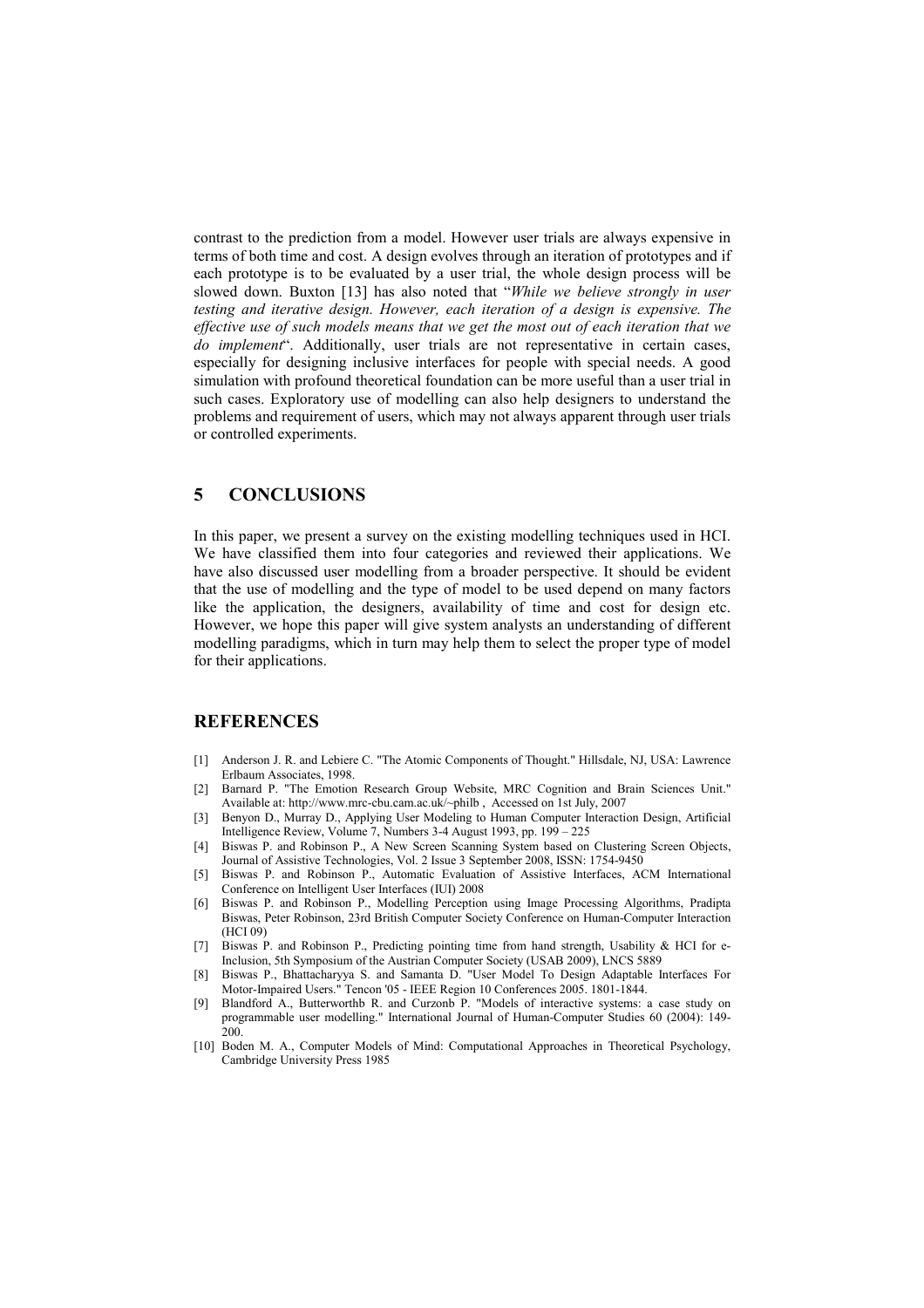contrast to the prediction from a model. However user trials are always expensive in terms of both time and cost. A design evolves through an iteration of prototypes and if each prototype is to be evaluated by a user trial, the whole design process will be slowed down. Buxton [13] has also noted that "*While we believe strongly in user testing and iterative design. However, each iteration of a design is expensive. The effective use of such models means that we get the most out of each iteration that we do implement*". Additionally, user trials are not representative in certain cases, especially for designing inclusive interfaces for people with special needs. A good simulation with profound theoretical foundation can be more useful than a user trial in such cases. Exploratory use of modelling can also help designers to understand the problems and requirement of users, which may not always apparent through user trials or controlled experiments.

## 5 CONCLUSIONS

In this paper, we present a survey on the existing modelling techniques used in HCI. We have classified them into four categories and reviewed their applications. We have also discussed user modelling from a broader perspective. It should be evident that the use of modelling and the type of model to be used depend on many factors like the application, the designers, availability of time and cost for design etc. However, we hope this paper will give system analysts an understanding of different modelling paradigms, which in turn may help them to select the proper type of model for their applications.

## REFERENCES

[1] Anderson J. R. and Lebiere C. "The Atomic Components of Thought." Hillsdale, NJ, USA: Lawrence Erlbaum Associates, 1998.

[2] Barnard P. "The Emotion Research Group Website, MRC Cognition and Brain Sciences Unit." Available at: http://www.mrc-cbu.cam.ac.uk/~philb , Accessed on 1st July, 2007

[3] Benyon D., Murray D., Applying User Modeling to Human Computer Interaction Design, Artificial Intelligence Review, Volume 7, Numbers 3-4 August 1993, pp. 199 – 225

[4] Biswas P. and Robinson P., A New Screen Scanning System based on Clustering Screen Objects, Journal of Assistive Technologies, Vol. 2 Issue 3 September 2008, ISSN: 1754-9450

[5] Biswas P. and Robinson P., Automatic Evaluation of Assistive Interfaces, ACM International Conference on Intelligent User Interfaces (IUI) 2008

[6] Biswas P. and Robinson P., Modelling Perception using Image Processing Algorithms, Pradipta Biswas, Peter Robinson, 23rd British Computer Society Conference on Human-Computer Interaction (HCI 09)

[7] Biswas P. and Robinson P., Predicting pointing time from hand strength, Usability & HCI for e-Inclusion, 5th Symposium of the Austrian Computer Society (USAB 2009), LNCS 5889

[8] Biswas P., Bhattacharyya S. and Samanta D. "User Model To Design Adaptable Interfaces For Motor-Impaired Users." Tencon '05 - IEEE Region 10 Conferences 2005. 1801-1844.

[9] Blandford A., Butterworthb R. and Curzonb P. "Models of interactive systems: a case study on programmable user modelling." International Journal of Human-Computer Studies 60 (2004): 149-200.

[10] Boden M. A., Computer Models of Mind: Computational Approaches in Theoretical Psychology, Cambridge University Press 1985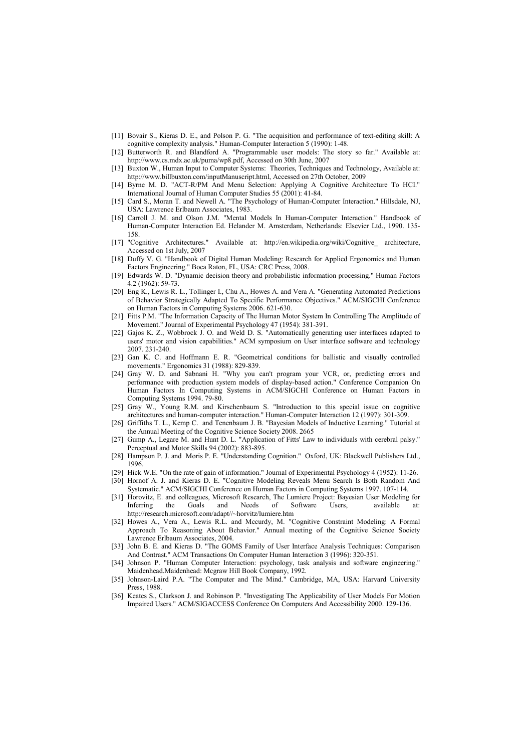[11] Bovair S., Kieras D. E., and Polson P. G. "The acquisition and performance of text-editing skill: A cognitive complexity analysis." Human-Computer Interaction 5 (1990): 1-48.

[12] Butterworth R. and Blandford A. "Programmable user models: The story so far." Available at: http://www.cs.mdx.ac.uk/puma/wp8.pdf, Accessed on 30th June, 2007

[13] Buxton W., Human Input to Computer Systems: Theories, Techniques and Technology, Available at: http://www.billbuxton.com/inputManuscript.html, Accessed on 27th October, 2009

[14] Byrne M. D. "ACT-R/PM And Menu Selection: Applying A Cognitive Architecture To HCI." International Journal of Human Computer Studies 55 (2001): 41-84.

[15] Card S., Moran T. and Newell A. "The Psychology of Human-Computer Interaction." Hillsdale, NJ, USA: Lawrence Erlbaum Associates, 1983.

[16] Carroll J. M. and Olson J.M. "Mental Models In Human-Computer Interaction." Handbook of Human-Computer Interaction Ed. Helander M. Amsterdam, Netherlands: Elsevier Ltd., 1990. 135-158.

[17] "Cognitive Architectures." Available at: http://en.wikipedia.org/wiki/Cognitive_ architecture, Accessed on 1st July, 2007

[18] Duffy V. G. "Handbook of Digital Human Modeling: Research for Applied Ergonomics and Human Factors Engineering." Boca Raton, FL, USA: CRC Press, 2008.

[19] Edwards W. D. "Dynamic decision theory and probabilistic information processing." Human Factors 4.2 (1962): 59-73.

[20] Eng K., Lewis R. L., Tollinger I., Chu A., Howes A. and Vera A. "Generating Automated Predictions of Behavior Strategically Adapted To Specific Performance Objectives." ACM/SIGCHI Conference on Human Factors in Computing Systems 2006. 621-630.

[21] Fitts P.M. "The Information Capacity of The Human Motor System In Controlling The Amplitude of Movement." Journal of Experimental Psychology 47 (1954): 381-391.

[22] Gajos K. Z., Wobbrock J. O. and Weld D. S. "Automatically generating user interfaces adapted to users' motor and vision capabilities." ACM symposium on User interface software and technology 2007. 231-240.

[23] Gan K. C. and Hoffmann E. R. "Geometrical conditions for ballistic and visually controlled movements." Ergonomics 31 (1988): 829-839.

[24] Gray W. D. and Sabnani H. "Why you can't program your VCR, or, predicting errors and performance with production system models of display-based action." Conference Companion On Human Factors In Computing Systems in ACM/SIGCHI Conference on Human Factors in Computing Systems 1994. 79-80.

[25] Gray W., Young R.M. and Kirschenbaum S. "Introduction to this special issue on cognitive architectures and human-computer interaction." Human-Computer Interaction 12 (1997): 301-309.

[26] Griffiths T. L., Kemp C. and Tenenbaum J. B. "Bayesian Models of Inductive Learning." Tutorial at the Annual Meeting of the Cognitive Science Society 2008. 2665

[27] Gump A., Legare M. and Hunt D. L. "Application of Fitts' Law to individuals with cerebral palsy." Perceptual and Motor Skills 94 (2002): 883-895.

[28] Hampson P. J. and Moris P. E. "Understanding Cognition." Oxford, UK: Blackwell Publishers Ltd., 1996.

[29] Hick W.E. "On the rate of gain of information." Journal of Experimental Psychology 4 (1952): 11-26.

[30] Hornof A. J. and Kieras D. E. "Cognitive Modeling Reveals Menu Search Is Both Random And Systematic." ACM/SIGCHI Conference on Human Factors in Computing Systems 1997. 107-114.

[31] Horovitz, E. and colleagues, Microsoft Research, The Lumiere Project: Bayesian User Modeling for Inferring the Goals and Needs of Software Users, available at: http://research.microsoft.com/adapt//~horvitz/lumiere.htm

[32] Howes A., Vera A., Lewis R.L. and Mccurdy, M. "Cognitive Constraint Modeling: A Formal Approach To Reasoning About Behavior." Annual meeting of the Cognitive Science Society Lawrence Erlbaum Associates, 2004.

[33] John B. E. and Kieras D. "The GOMS Family of User Interface Analysis Techniques: Comparison And Contrast." ACM Transactions On Computer Human Interaction 3 (1996): 320-351.

[34] Johnson P. "Human Computer Interaction: psychology, task analysis and software engineering." Maidenhead.Maidenhead: Mcgraw Hill Book Company, 1992.

[35] Johnson-Laird P.A. "The Computer and The Mind." Cambridge, MA, USA: Harvard University Press, 1988.

[36] Keates S., Clarkson J. and Robinson P. "Investigating The Applicability of User Models For Motion Impaired Users." ACM/SIGACCESS Conference On Computers And Accessibility 2000. 129-136.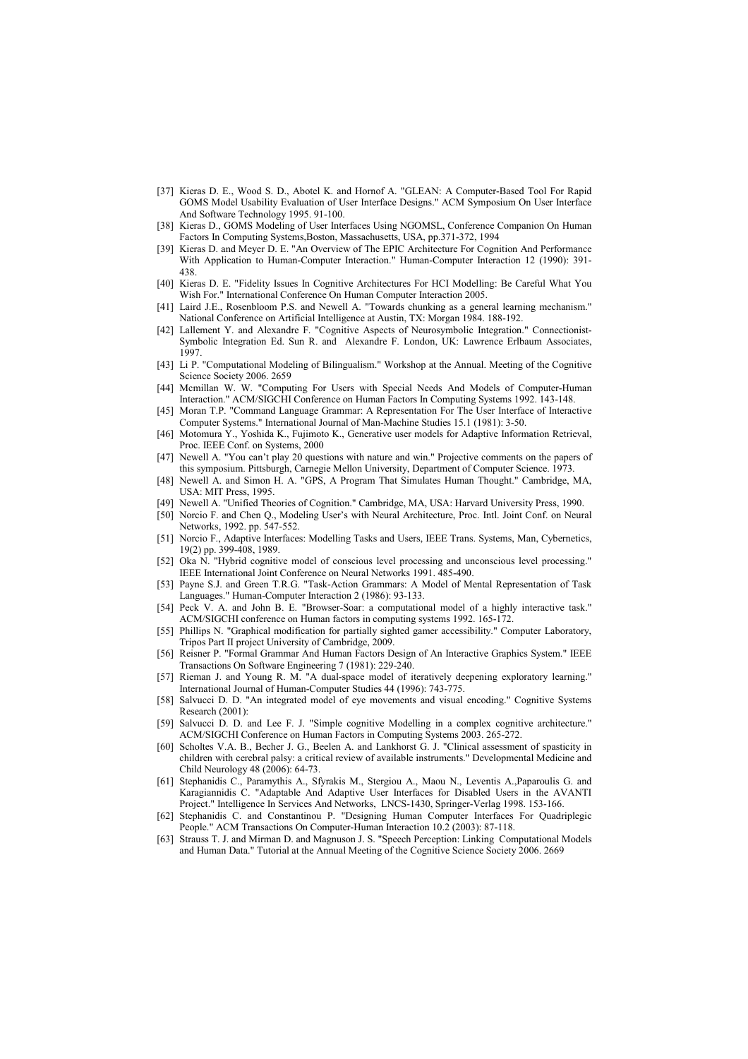[37] Kieras D. E., Wood S. D., Abotel K. and Hornof A. "GLEAN: A Computer-Based Tool For Rapid GOMS Model Usability Evaluation of User Interface Designs." ACM Symposium On User Interface And Software Technology 1995. 91-100.

[38] Kieras D., GOMS Modeling of User Interfaces Using NGOMSL, Conference Companion On Human Factors In Computing Systems,Boston, Massachusetts, USA, pp.371-372, 1994

[39] Kieras D. and Meyer D. E. "An Overview of The EPIC Architecture For Cognition And Performance With Application to Human-Computer Interaction." Human-Computer Interaction 12 (1990): 391-438.

[40] Kieras D. E. "Fidelity Issues In Cognitive Architectures For HCI Modelling: Be Careful What You Wish For." International Conference On Human Computer Interaction 2005.

[41] Laird J.E., Rosenbloom P.S. and Newell A. "Towards chunking as a general learning mechanism." National Conference on Artificial Intelligence at Austin, TX: Morgan 1984. 188-192.

[42] Lallement Y. and Alexandre F. "Cognitive Aspects of Neurosymbolic Integration." Connectionist-Symbolic Integration Ed. Sun R. and Alexandre F. London, UK: Lawrence Erlbaum Associates, 1997.

[43] Li P. "Computational Modeling of Bilingualism." Workshop at the Annual. Meeting of the Cognitive Science Society 2006. 2659

[44] Mcmillan W. W. "Computing For Users with Special Needs And Models of Computer-Human Interaction." ACM/SIGCHI Conference on Human Factors In Computing Systems 1992. 143-148.

[45] Moran T.P. "Command Language Grammar: A Representation For The User Interface of Interactive Computer Systems." International Journal of Man-Machine Studies 15.1 (1981): 3-50.

[46] Motomura Y., Yoshida K., Fujimoto K., Generative user models for Adaptive Information Retrieval, Proc. IEEE Conf. on Systems, 2000

[47] Newell A. "You can't play 20 questions with nature and win." Projective comments on the papers of this symposium. Pittsburgh, Carnegie Mellon University, Department of Computer Science. 1973.

[48] Newell A. and Simon H. A. "GPS, A Program That Simulates Human Thought." Cambridge, MA, USA: MIT Press, 1995.

[49] Newell A. "Unified Theories of Cognition." Cambridge, MA, USA: Harvard University Press, 1990.

[50] Norcio F. and Chen Q., Modeling User's with Neural Architecture, Proc. Intl. Joint Conf. on Neural Networks, 1992. pp. 547-552.

[51] Norcio F., Adaptive Interfaces: Modelling Tasks and Users, IEEE Trans. Systems, Man, Cybernetics, 19(2) pp. 399-408, 1989.

[52] Oka N. "Hybrid cognitive model of conscious level processing and unconscious level processing." IEEE International Joint Conference on Neural Networks 1991. 485-490.

[53] Payne S.J. and Green T.R.G. "Task-Action Grammars: A Model of Mental Representation of Task Languages." Human-Computer Interaction 2 (1986): 93-133.

[54] Peck V. A. and John B. E. "Browser-Soar: a computational model of a highly interactive task." ACM/SIGCHI conference on Human factors in computing systems 1992. 165-172.

[55] Phillips N. "Graphical modification for partially sighted gamer accessibility." Computer Laboratory, Tripos Part II project University of Cambridge, 2009.

[56] Reisner P. "Formal Grammar And Human Factors Design of An Interactive Graphics System." IEEE Transactions On Software Engineering 7 (1981): 229-240.

[57] Rieman J. and Young R. M. "A dual-space model of iteratively deepening exploratory learning." International Journal of Human-Computer Studies 44 (1996): 743-775.

[58] Salvucci D. D. "An integrated model of eye movements and visual encoding." Cognitive Systems Research (2001):

[59] Salvucci D. D. and Lee F. J. "Simple cognitive Modelling in a complex cognitive architecture." ACM/SIGCHI Conference on Human Factors in Computing Systems 2003. 265-272.

[60] Scholtes V.A. B., Becher J. G., Beelen A. and Lankhorst G. J. "Clinical assessment of spasticity in children with cerebral palsy: a critical review of available instruments." Developmental Medicine and Child Neurology 48 (2006): 64-73.

[61] Stephanidis C., Paramythis A., Sfyrakis M., Stergiou A., Maou N., Leventis A.,Paparoulis G. and Karagiannidis C. "Adaptable And Adaptive User Interfaces for Disabled Users in the AVANTI Project." Intelligence In Services And Networks, LNCS-1430, Springer-Verlag 1998. 153-166.

[62] Stephanidis C. and Constantinou P. "Designing Human Computer Interfaces For Quadriplegic People." ACM Transactions On Computer-Human Interaction 10.2 (2003): 87-118.

[63] Strauss T. J. and Mirman D. and Magnuson J. S. "Speech Perception: Linking Computational Models and Human Data." Tutorial at the Annual Meeting of the Cognitive Science Society 2006. 2669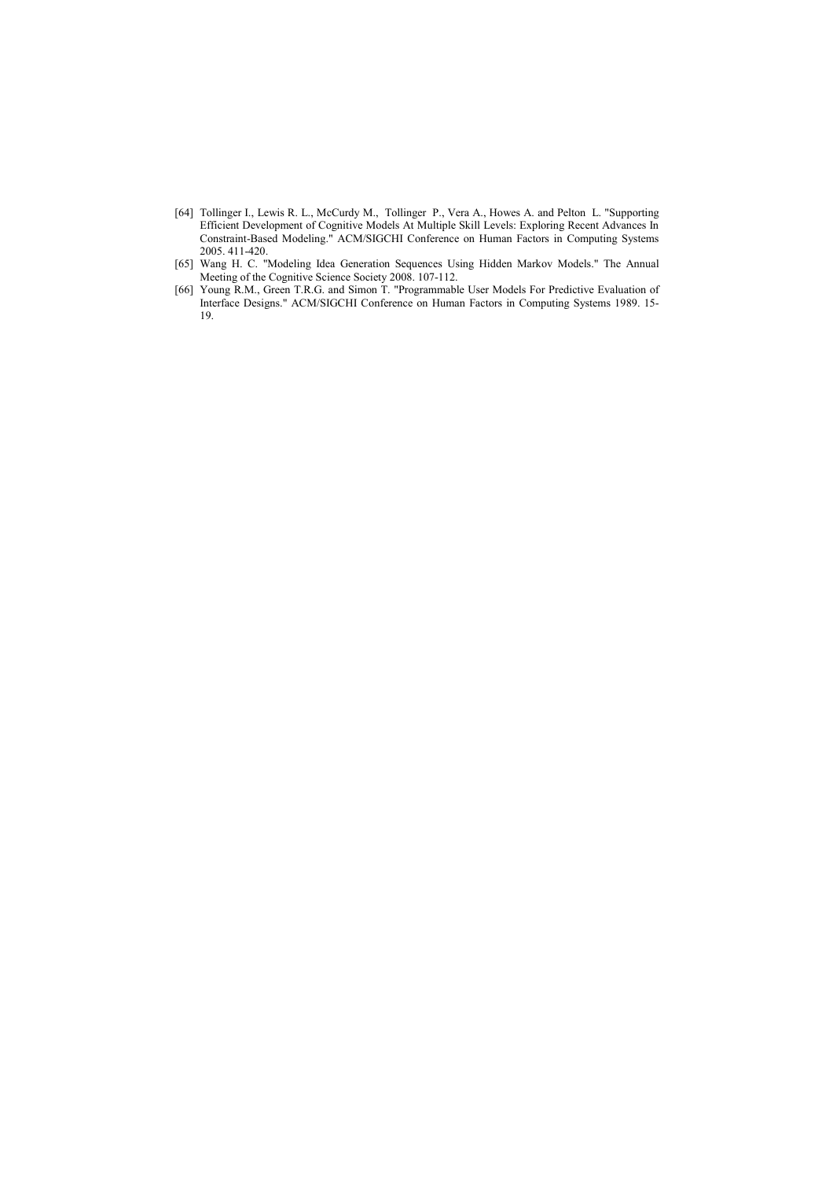[64] Tollinger I., Lewis R. L., McCurdy M., Tollinger P., Vera A., Howes A. and Pelton L. "Supporting Efficient Development of Cognitive Models At Multiple Skill Levels: Exploring Recent Advances In Constraint-Based Modeling." ACM/SIGCHI Conference on Human Factors in Computing Systems 2005. 411-420.

[65] Wang H. C. "Modeling Idea Generation Sequences Using Hidden Markov Models." The Annual Meeting of the Cognitive Science Society 2008. 107-112.

[66] Young R.M., Green T.R.G. and Simon T. "Programmable User Models For Predictive Evaluation of Interface Designs." ACM/SIGCHI Conference on Human Factors in Computing Systems 1989. 15-19.